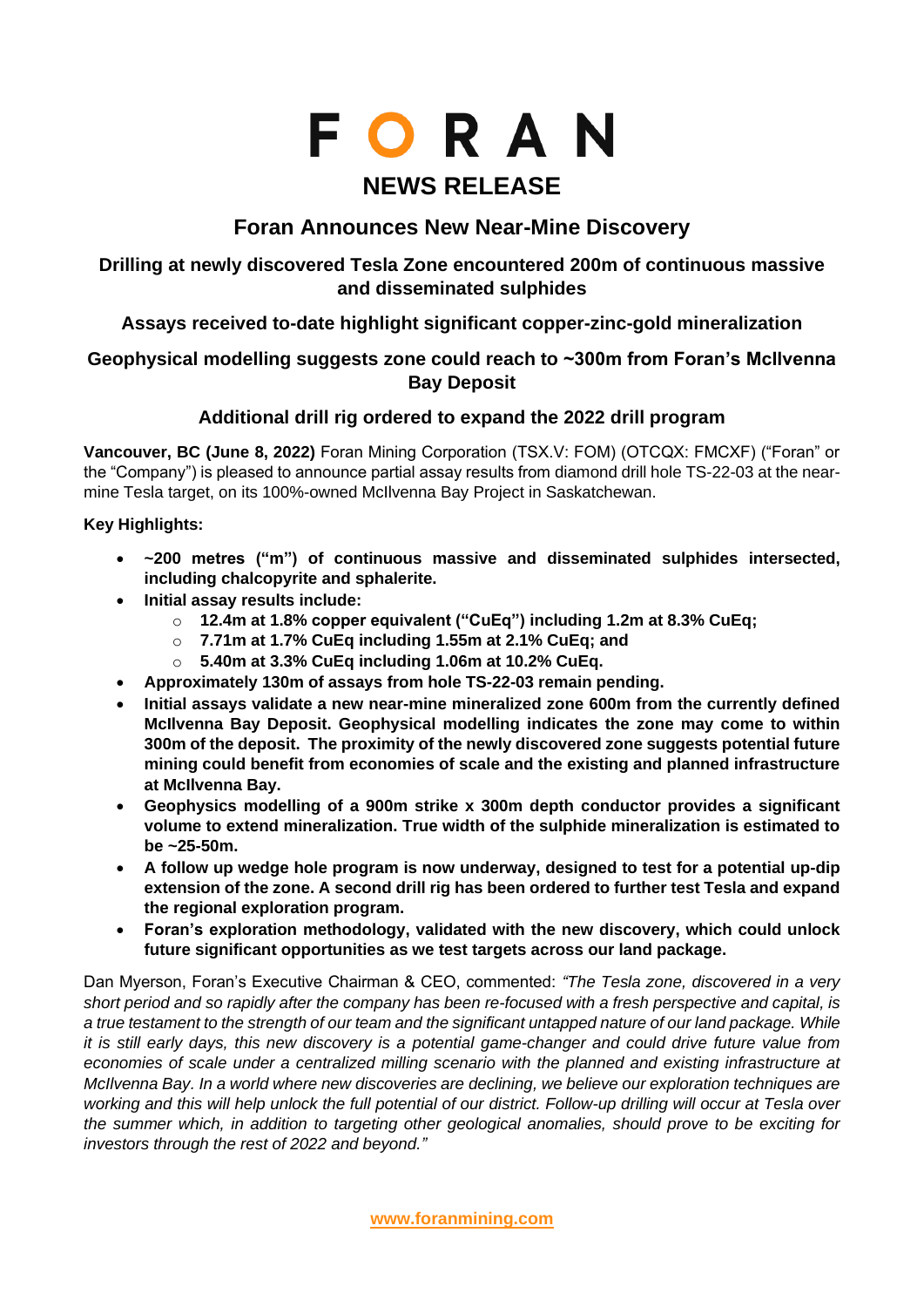# FORAN

## NEWS RELEASE

## Foran Announces New Near-Mine Discovery

### Drilling at newly discovered Tesla Zone encountered 200m of continuous massive and disseminated sulphides

### Assays received to-date highlight significant copper-zinc-gold mineralization

### Geophysical modelling suggests zone could reach to ~300m from Foran's McIlvenna Bay Deposit

### Additional drill rig ordered to expand the 2022 drill program

**Vancouver, BC (June 8, 2022)** Foran Mining Corporation (TSX.V: FOM) (OTCQX: FMCXF) ("Foran" or the "Company") is pleased to announce partial assay results from diamond drill hole TS-22-03 at the near-mine Tesla target, on its 100%-owned McIlvenna Bay Project in Saskatchewan.

**Key Highlights:**

- **~200 metres ("m") of continuous massive and disseminated sulphides intersected, including chalcopyrite and sphalerite.**
- **Initial assay results include:**
  - **12.4m at 1.8% copper equivalent ("CuEq") including 1.2m at 8.3% CuEq;**
  - **7.71m at 1.7% CuEq including 1.55m at 2.1% CuEq; and**
  - **5.40m at 3.3% CuEq including 1.06m at 10.2% CuEq.**
- **Approximately 130m of assays from hole TS-22-03 remain pending.**
- **Initial assays validate a new near-mine mineralized zone 600m from the currently defined McIlvenna Bay Deposit. Geophysical modelling indicates the zone may come to within 300m of the deposit. The proximity of the newly discovered zone suggests potential future mining could benefit from economies of scale and the existing and planned infrastructure at McIlvenna Bay.**
- **Geophysics modelling of a 900m strike x 300m depth conductor provides a significant volume to extend mineralization. True width of the sulphide mineralization is estimated to be ~25-50m.**
- **A follow up wedge hole program is now underway, designed to test for a potential up-dip extension of the zone. A second drill rig has been ordered to further test Tesla and expand the regional exploration program.**
- **Foran's exploration methodology, validated with the new discovery, which could unlock future significant opportunities as we test targets across our land package.**

Dan Myerson, Foran's Executive Chairman & CEO, commented: *"The Tesla zone, discovered in a very short period and so rapidly after the company has been re-focused with a fresh perspective and capital, is a true testament to the strength of our team and the significant untapped nature of our land package. While it is still early days, this new discovery is a potential game-changer and could drive future value from economies of scale under a centralized milling scenario with the planned and existing infrastructure at McIlvenna Bay. In a world where new discoveries are declining, we believe our exploration techniques are working and this will help unlock the full potential of our district. Follow-up drilling will occur at Tesla over the summer which, in addition to targeting other geological anomalies, should prove to be exciting for investors through the rest of 2022 and beyond."*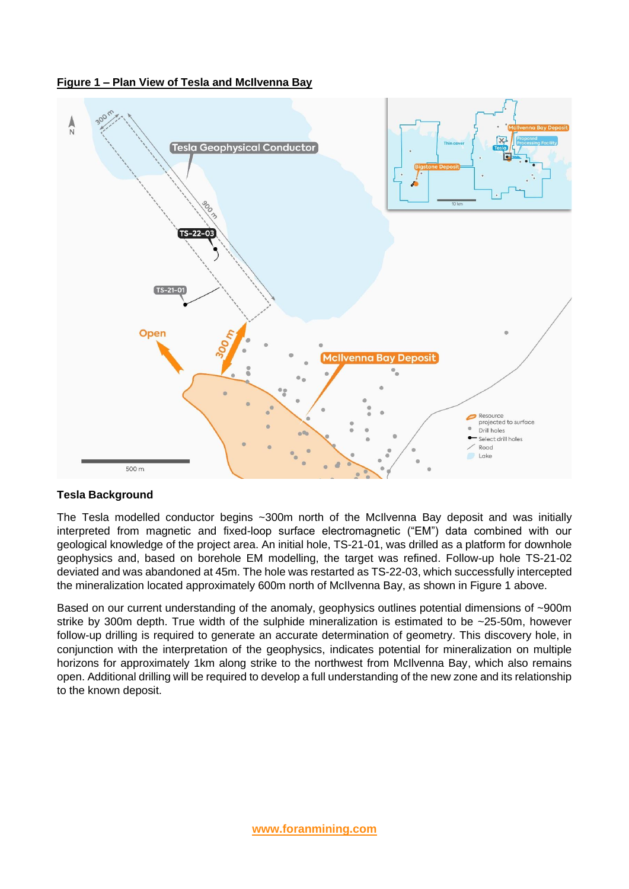**Figure 1 – Plan View of Tesla and McIlvenna Bay**

N

300 m

Tesla Geophysical Conductor

900 m

TS-22-03

TS-21-01

Open

300 m

McIlvenna Bay Deposit

Thin cover

McIlvenna Bay Deposit

Proposed Processing Facility

Tesla

Bigstone Deposit

10 km

Resource projected to surface

Drill holes

Select drill holes

Road

Lake

500 m

### Tesla Background

The Tesla modelled conductor begins ~300m north of the McIlvenna Bay deposit and was initially interpreted from magnetic and fixed-loop surface electromagnetic ("EM") data combined with our geological knowledge of the project area. An initial hole, TS-21-01, was drilled as a platform for downhole geophysics and, based on borehole EM modelling, the target was refined. Follow-up hole TS-21-02 deviated and was abandoned at 45m. The hole was restarted as TS-22-03, which successfully intercepted the mineralization located approximately 600m north of McIlvenna Bay, as shown in Figure 1 above.

Based on our current understanding of the anomaly, geophysics outlines potential dimensions of ~900m strike by 300m depth. True width of the sulphide mineralization is estimated to be ~25-50m, however follow-up drilling is required to generate an accurate determination of geometry. This discovery hole, in conjunction with the interpretation of the geophysics, indicates potential for mineralization on multiple horizons for approximately 1km along strike to the northwest from McIlvenna Bay, which also remains open. Additional drilling will be required to develop a full understanding of the new zone and its relationship to the known deposit.

www.foranmining.com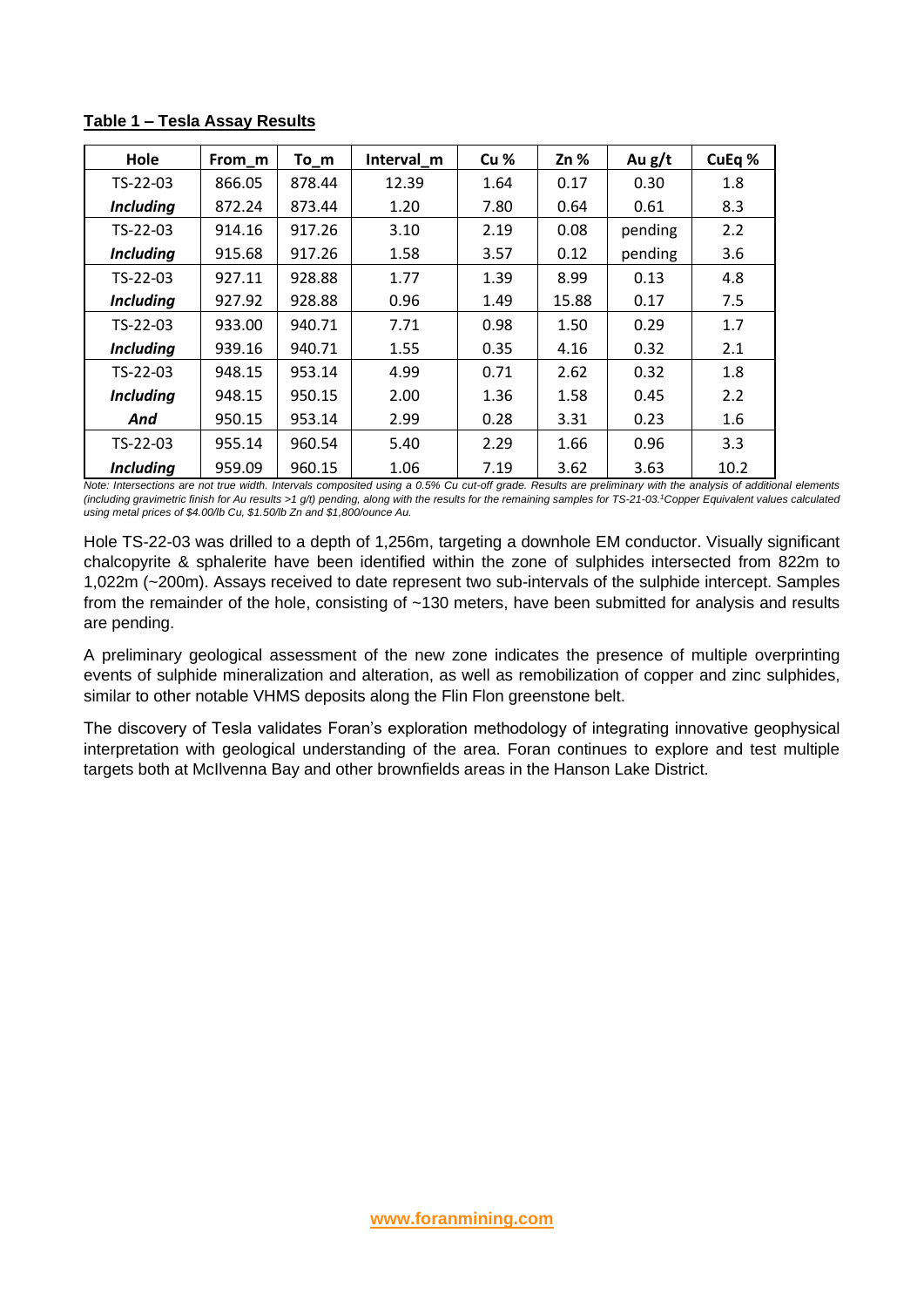**Table 1 – Tesla Assay Results**

| Hole | From_m | To_m | Interval_m | Cu % | Zn % | Au g/t | CuEq % |
|---|---|---|---|---|---|---|---|
| TS-22-03 | 866.05 | 878.44 | 12.39 | 1.64 | 0.17 | 0.30 | 1.8 |
| ***Including*** | 872.24 | 873.44 | 1.20 | 7.80 | 0.64 | 0.61 | 8.3 |
| TS-22-03 | 914.16 | 917.26 | 3.10 | 2.19 | 0.08 | pending | 2.2 |
| ***Including*** | 915.68 | 917.26 | 1.58 | 3.57 | 0.12 | pending | 3.6 |
| TS-22-03 | 927.11 | 928.88 | 1.77 | 1.39 | 8.99 | 0.13 | 4.8 |
| ***Including*** | 927.92 | 928.88 | 0.96 | 1.49 | 15.88 | 0.17 | 7.5 |
| TS-22-03 | 933.00 | 940.71 | 7.71 | 0.98 | 1.50 | 0.29 | 1.7 |
| ***Including*** | 939.16 | 940.71 | 1.55 | 0.35 | 4.16 | 0.32 | 2.1 |
| TS-22-03 | 948.15 | 953.14 | 4.99 | 0.71 | 2.62 | 0.32 | 1.8 |
| ***Including*** | 948.15 | 950.15 | 2.00 | 1.36 | 1.58 | 0.45 | 2.2 |
| ***And*** | 950.15 | 953.14 | 2.99 | 0.28 | 3.31 | 0.23 | 1.6 |
| TS-22-03 | 955.14 | 960.54 | 5.40 | 2.29 | 1.66 | 0.96 | 3.3 |
| ***Including*** | 959.09 | 960.15 | 1.06 | 7.19 | 3.62 | 3.63 | 10.2 |

*Note: Intersections are not true width. Intervals composited using a 0.5% Cu cut-off grade. Results are preliminary with the analysis of additional elements (including gravimetric finish for Au results >1 g/t) pending, along with the results for the remaining samples for TS-21-03.[1]Copper Equivalent values calculated using metal prices of $4.00/lb Cu, $1.50/lb Zn and $1,800/ounce Au.*

Hole TS-22-03 was drilled to a depth of 1,256m, targeting a downhole EM conductor. Visually significant chalcopyrite & sphalerite have been identified within the zone of sulphides intersected from 822m to 1,022m (~200m). Assays received to date represent two sub-intervals of the sulphide intercept. Samples from the remainder of the hole, consisting of ~130 meters, have been submitted for analysis and results are pending.

A preliminary geological assessment of the new zone indicates the presence of multiple overprinting events of sulphide mineralization and alteration, as well as remobilization of copper and zinc sulphides, similar to other notable VHMS deposits along the Flin Flon greenstone belt.

The discovery of Tesla validates Foran's exploration methodology of integrating innovative geophysical interpretation with geological understanding of the area. Foran continues to explore and test multiple targets both at McIlvenna Bay and other brownfields areas in the Hanson Lake District.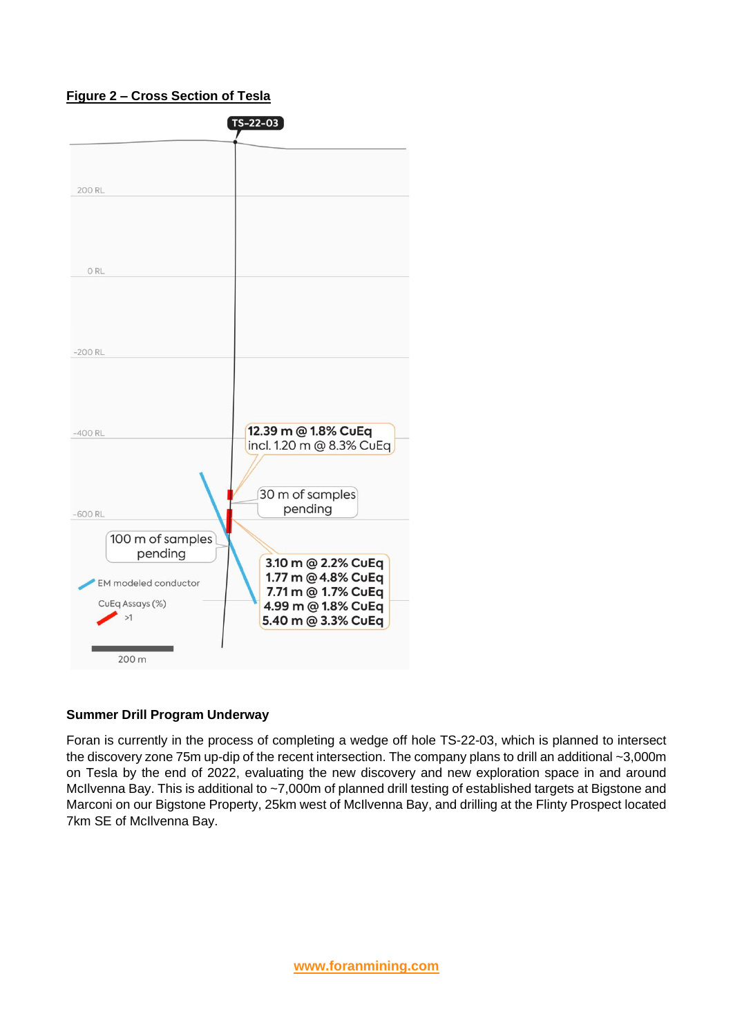**Figure 2 – Cross Section of Tesla**

TS-22-03

200 RL

0 RL

-200 RL

-400 RL

-600 RL

12.39 m @ 1.8% CuEq
incl. 1.20 m @ 8.3% CuEq

30 m of samples pending

100 m of samples pending

3.10 m @ 2.2% CuEq
1.77 m @ 4.8% CuEq
7.71 m @ 1.7% CuEq
4.99 m @ 1.8% CuEq
5.40 m @ 3.3% CuEq

EM modeled conductor

CuEq Assays (%)

>1

200 m

**Summer Drill Program Underway**

Foran is currently in the process of completing a wedge off hole TS-22-03, which is planned to intersect the discovery zone 75m up-dip of the recent intersection. The company plans to drill an additional ~3,000m on Tesla by the end of 2022, evaluating the new discovery and new exploration space in and around McIlvenna Bay. This is additional to ~7,000m of planned drill testing of established targets at Bigstone and Marconi on our Bigstone Property, 25km west of McIlvenna Bay, and drilling at the Flinty Prospect located 7km SE of McIlvenna Bay.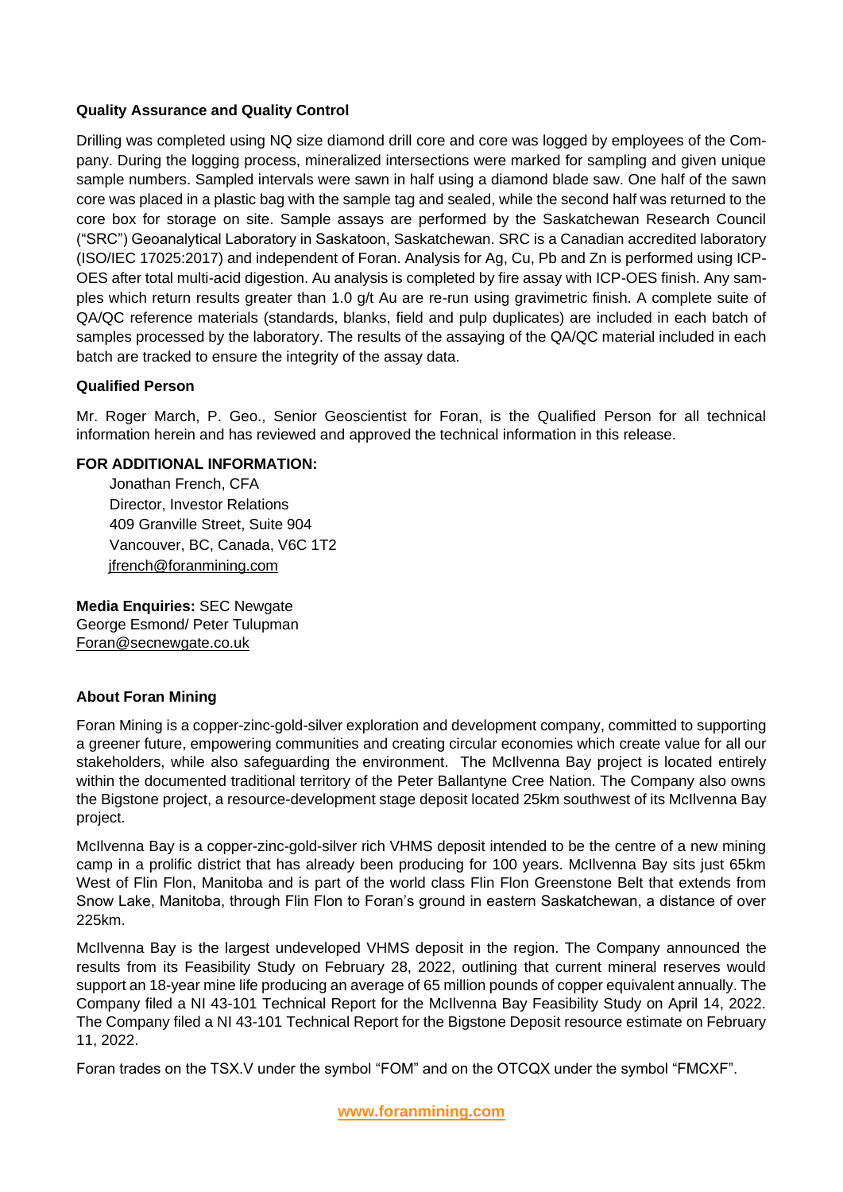### Quality Assurance and Quality Control

Drilling was completed using NQ size diamond drill core and core was logged by employees of the Company. During the logging process, mineralized intersections were marked for sampling and given unique sample numbers. Sampled intervals were sawn in half using a diamond blade saw. One half of the sawn core was placed in a plastic bag with the sample tag and sealed, while the second half was returned to the core box for storage on site. Sample assays are performed by the Saskatchewan Research Council ("SRC") Geoanalytical Laboratory in Saskatoon, Saskatchewan. SRC is a Canadian accredited laboratory (ISO/IEC 17025:2017) and independent of Foran. Analysis for Ag, Cu, Pb and Zn is performed using ICP-OES after total multi-acid digestion. Au analysis is completed by fire assay with ICP-OES finish. Any samples which return results greater than 1.0 g/t Au are re-run using gravimetric finish. A complete suite of QA/QC reference materials (standards, blanks, field and pulp duplicates) are included in each batch of samples processed by the laboratory. The results of the assaying of the QA/QC material included in each batch are tracked to ensure the integrity of the assay data.

### Qualified Person

Mr. Roger March, P. Geo., Senior Geoscientist for Foran, is the Qualified Person for all technical information herein and has reviewed and approved the technical information in this release.

**FOR ADDITIONAL INFORMATION:**

Jonathan French, CFA
Director, Investor Relations
409 Granville Street, Suite 904
Vancouver, BC, Canada, V6C 1T2
jfrench@foranmining.com

**Media Enquiries:** SEC Newgate
George Esmond/ Peter Tulupman
Foran@secnewgate.co.uk

### About Foran Mining

Foran Mining is a copper-zinc-gold-silver exploration and development company, committed to supporting a greener future, empowering communities and creating circular economies which create value for all our stakeholders, while also safeguarding the environment. The McIlvenna Bay project is located entirely within the documented traditional territory of the Peter Ballantyne Cree Nation. The Company also owns the Bigstone project, a resource-development stage deposit located 25km southwest of its McIlvenna Bay project.

McIlvenna Bay is a copper-zinc-gold-silver rich VHMS deposit intended to be the centre of a new mining camp in a prolific district that has already been producing for 100 years. McIlvenna Bay sits just 65km West of Flin Flon, Manitoba and is part of the world class Flin Flon Greenstone Belt that extends from Snow Lake, Manitoba, through Flin Flon to Foran's ground in eastern Saskatchewan, a distance of over 225km.

McIlvenna Bay is the largest undeveloped VHMS deposit in the region. The Company announced the results from its Feasibility Study on February 28, 2022, outlining that current mineral reserves would support an 18-year mine life producing an average of 65 million pounds of copper equivalent annually. The Company filed a NI 43-101 Technical Report for the McIlvenna Bay Feasibility Study on April 14, 2022. The Company filed a NI 43-101 Technical Report for the Bigstone Deposit resource estimate on February 11, 2022.

Foran trades on the TSX.V under the symbol "FOM" and on the OTCQX under the symbol "FMCXF".

**www.foranmining.com**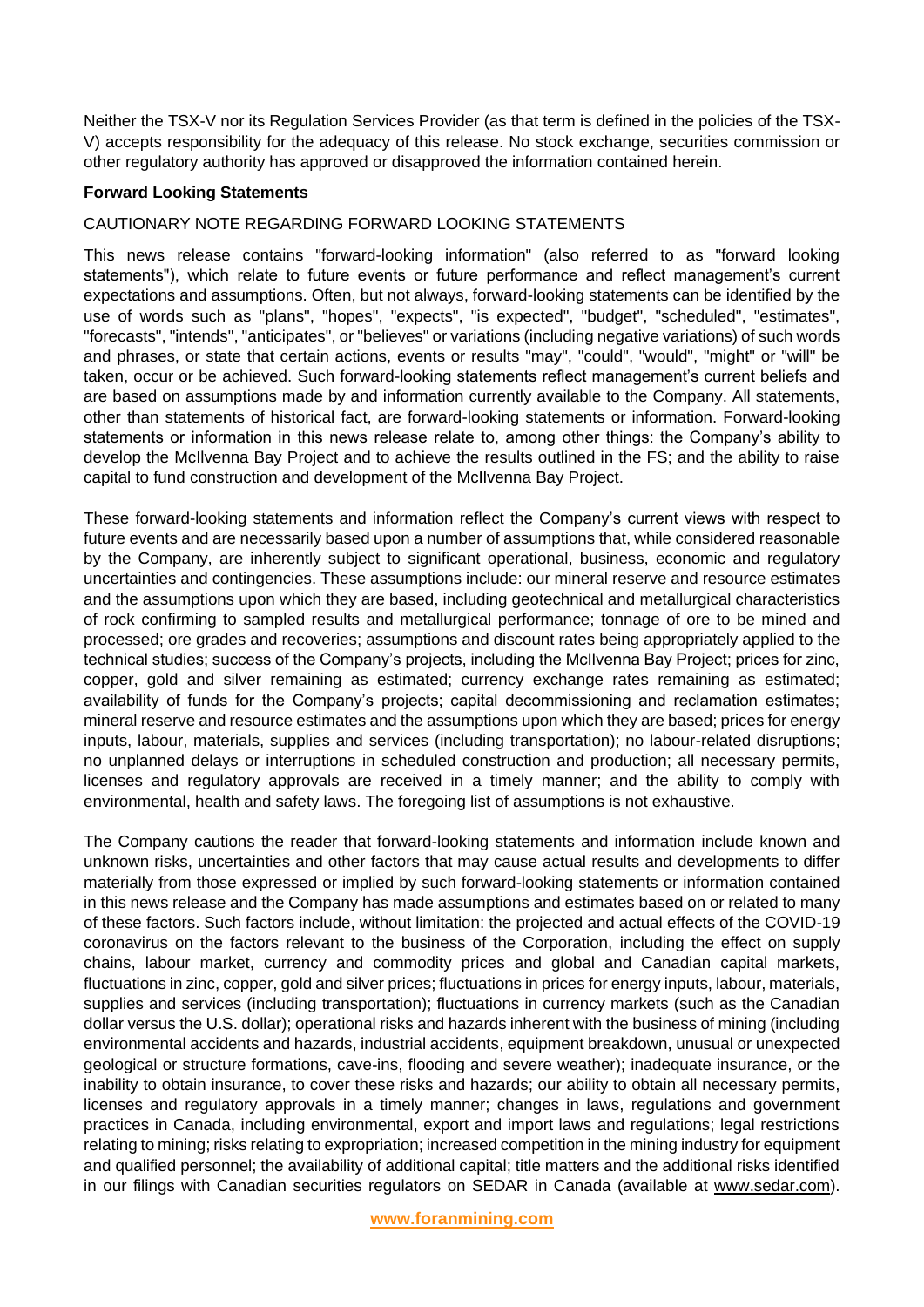Neither the TSX-V nor its Regulation Services Provider (as that term is defined in the policies of the TSX-V) accepts responsibility for the adequacy of this release. No stock exchange, securities commission or other regulatory authority has approved or disapproved the information contained herein.

**Forward Looking Statements**

CAUTIONARY NOTE REGARDING FORWARD LOOKING STATEMENTS

This news release contains "forward-looking information" (also referred to as "forward looking statements"), which relate to future events or future performance and reflect management's current expectations and assumptions. Often, but not always, forward-looking statements can be identified by the use of words such as "plans", "hopes", "expects", "is expected", "budget", "scheduled", "estimates", "forecasts", "intends", "anticipates", or "believes" or variations (including negative variations) of such words and phrases, or state that certain actions, events or results "may", "could", "would", "might" or "will" be taken, occur or be achieved. Such forward-looking statements reflect management's current beliefs and are based on assumptions made by and information currently available to the Company. All statements, other than statements of historical fact, are forward-looking statements or information. Forward-looking statements or information in this news release relate to, among other things: the Company's ability to develop the McIlvenna Bay Project and to achieve the results outlined in the FS; and the ability to raise capital to fund construction and development of the McIlvenna Bay Project.

These forward-looking statements and information reflect the Company's current views with respect to future events and are necessarily based upon a number of assumptions that, while considered reasonable by the Company, are inherently subject to significant operational, business, economic and regulatory uncertainties and contingencies. These assumptions include: our mineral reserve and resource estimates and the assumptions upon which they are based, including geotechnical and metallurgical characteristics of rock confirming to sampled results and metallurgical performance; tonnage of ore to be mined and processed; ore grades and recoveries; assumptions and discount rates being appropriately applied to the technical studies; success of the Company's projects, including the McIlvenna Bay Project; prices for zinc, copper, gold and silver remaining as estimated; currency exchange rates remaining as estimated; availability of funds for the Company's projects; capital decommissioning and reclamation estimates; mineral reserve and resource estimates and the assumptions upon which they are based; prices for energy inputs, labour, materials, supplies and services (including transportation); no labour-related disruptions; no unplanned delays or interruptions in scheduled construction and production; all necessary permits, licenses and regulatory approvals are received in a timely manner; and the ability to comply with environmental, health and safety laws. The foregoing list of assumptions is not exhaustive.

The Company cautions the reader that forward-looking statements and information include known and unknown risks, uncertainties and other factors that may cause actual results and developments to differ materially from those expressed or implied by such forward-looking statements or information contained in this news release and the Company has made assumptions and estimates based on or related to many of these factors. Such factors include, without limitation: the projected and actual effects of the COVID-19 coronavirus on the factors relevant to the business of the Corporation, including the effect on supply chains, labour market, currency and commodity prices and global and Canadian capital markets, fluctuations in zinc, copper, gold and silver prices; fluctuations in prices for energy inputs, labour, materials, supplies and services (including transportation); fluctuations in currency markets (such as the Canadian dollar versus the U.S. dollar); operational risks and hazards inherent with the business of mining (including environmental accidents and hazards, industrial accidents, equipment breakdown, unusual or unexpected geological or structure formations, cave-ins, flooding and severe weather); inadequate insurance, or the inability to obtain insurance, to cover these risks and hazards; our ability to obtain all necessary permits, licenses and regulatory approvals in a timely manner; changes in laws, regulations and government practices in Canada, including environmental, export and import laws and regulations; legal restrictions relating to mining; risks relating to expropriation; increased competition in the mining industry for equipment and qualified personnel; the availability of additional capital; title matters and the additional risks identified in our filings with Canadian securities regulators on SEDAR in Canada (available at www.sedar.com).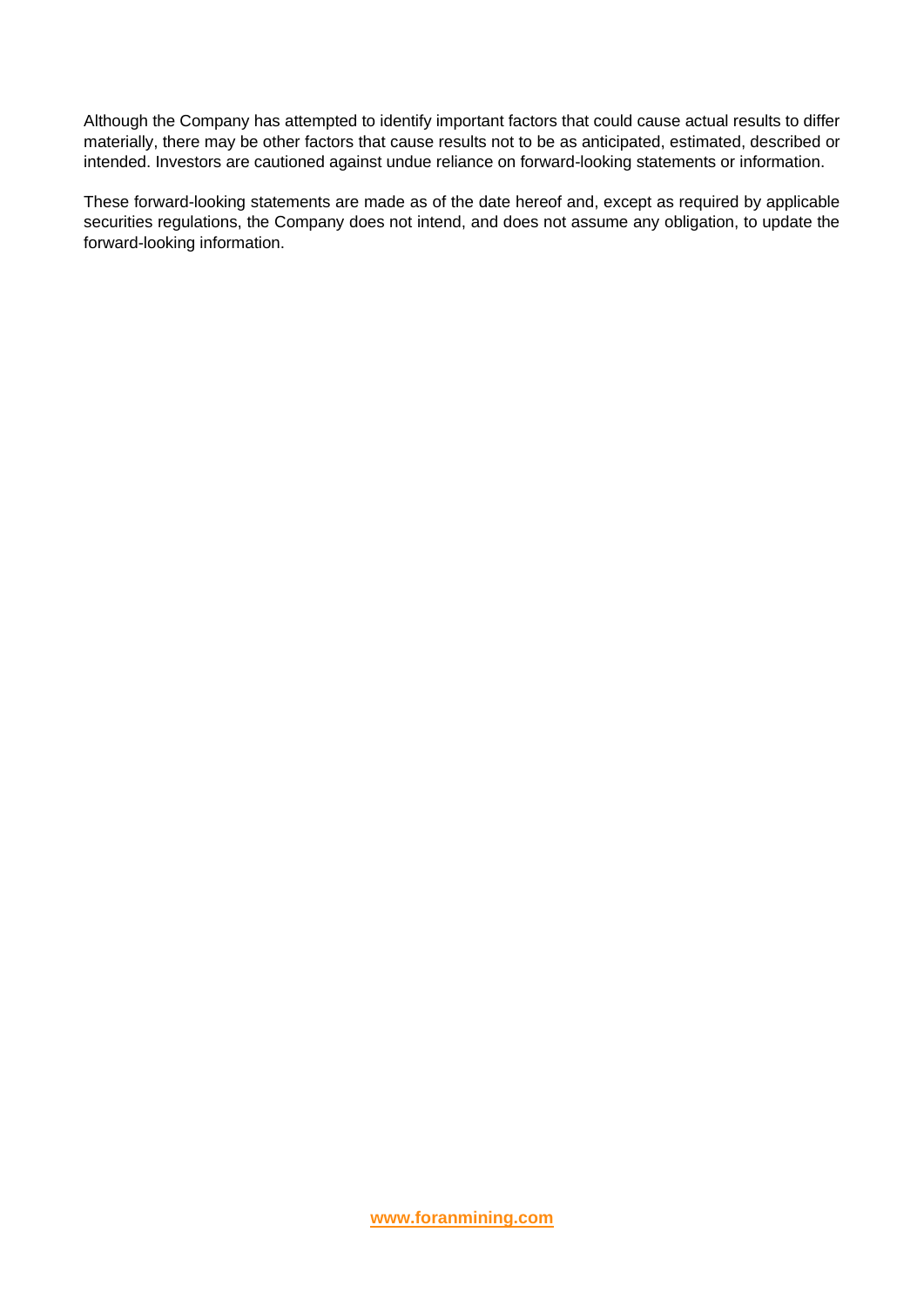Although the Company has attempted to identify important factors that could cause actual results to differ materially, there may be other factors that cause results not to be as anticipated, estimated, described or intended. Investors are cautioned against undue reliance on forward-looking statements or information.

These forward-looking statements are made as of the date hereof and, except as required by applicable securities regulations, the Company does not intend, and does not assume any obligation, to update the forward-looking information.